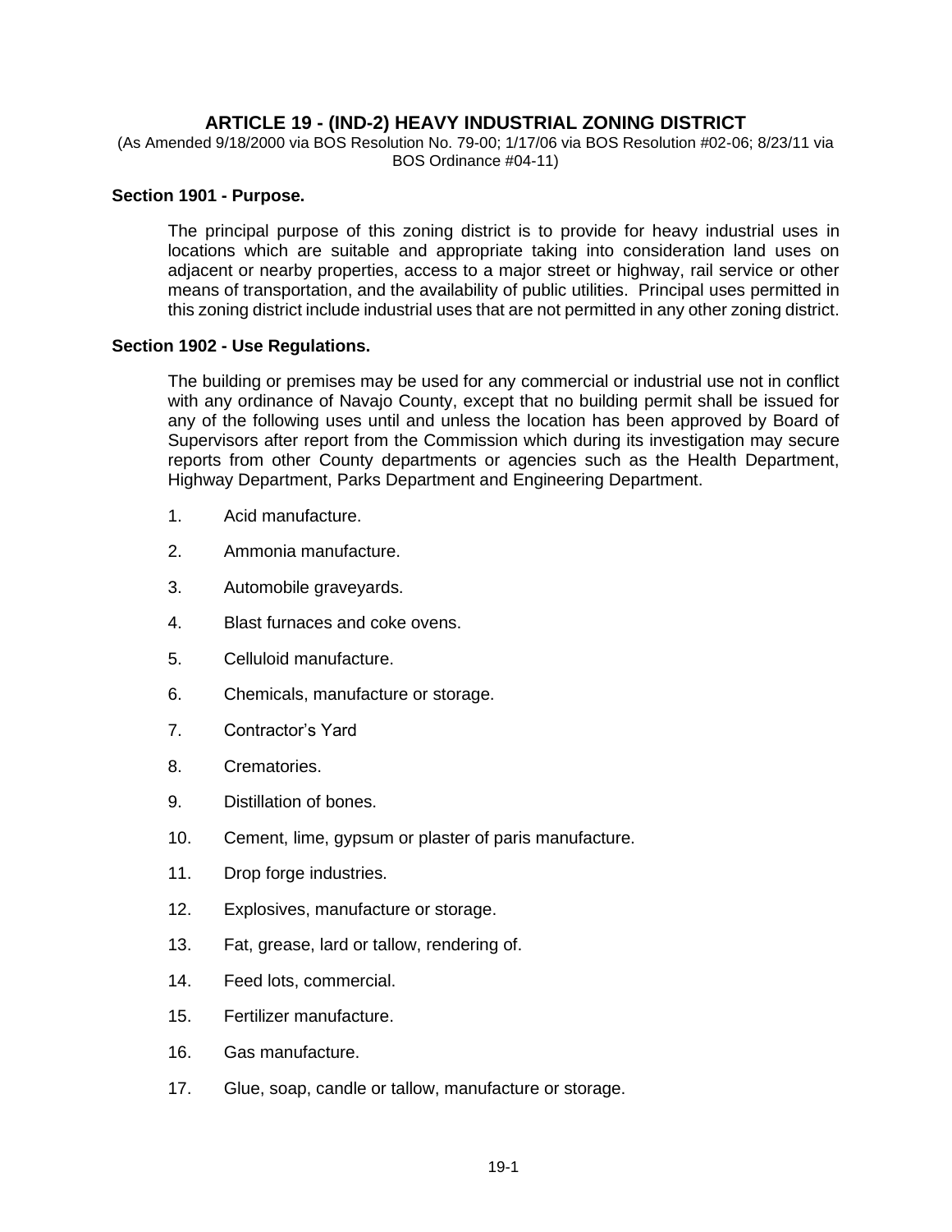# ARTICLE 19 - (IND-2) HEAVY INDUSTRIAL ZONING DISTRICT

(As Amended 9/18/2000 via BOS Resolution No. 79-00; 1/17/06 via BOS Resolution #02-06; 8/23/11 via BOS Ordinance #04-11)

### Section 1901 - Purpose.

The principal purpose of this zoning district is to provide for heavy industrial uses in locations which are suitable and appropriate taking into consideration land uses on adjacent or nearby properties, access to a major street or highway, rail service or other means of transportation, and the availability of public utilities. Principal uses permitted in this zoning district include industrial uses that are not permitted in any other zoning district.

### Section 1902 - Use Regulations.

The building or premises may be used for any commercial or industrial use not in conflict with any ordinance of Navajo County, except that no building permit shall be issued for any of the following uses until and unless the location has been approved by Board of Supervisors after report from the Commission which during its investigation may secure reports from other County departments or agencies such as the Health Department, Highway Department, Parks Department and Engineering Department.

1. Acid manufacture.
2. Ammonia manufacture.
3. Automobile graveyards.
4. Blast furnaces and coke ovens.
5. Celluloid manufacture.
6. Chemicals, manufacture or storage.
7. Contractor's Yard
8. Crematories.
9. Distillation of bones.
10. Cement, lime, gypsum or plaster of paris manufacture.
11. Drop forge industries.
12. Explosives, manufacture or storage.
13. Fat, grease, lard or tallow, rendering of.
14. Feed lots, commercial.
15. Fertilizer manufacture.
16. Gas manufacture.
17. Glue, soap, candle or tallow, manufacture or storage.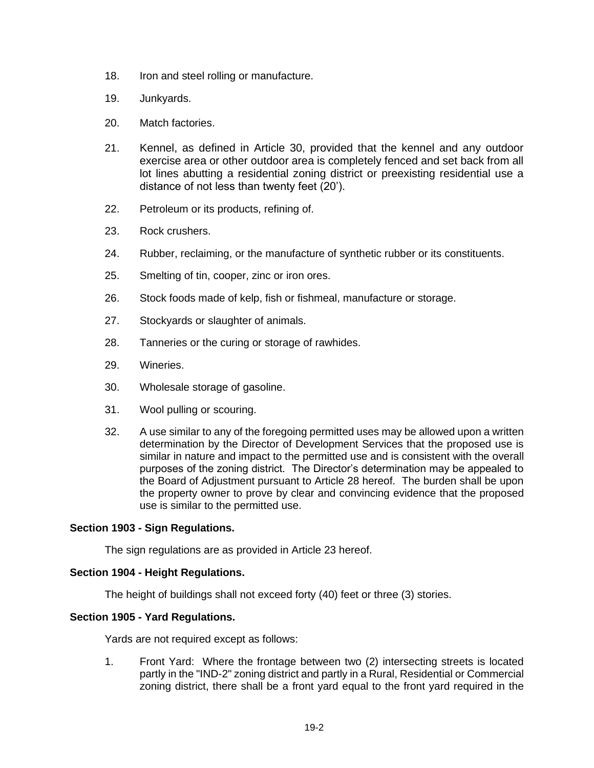18. Iron and steel rolling or manufacture.

19. Junkyards.

20. Match factories.

21. Kennel, as defined in Article 30, provided that the kennel and any outdoor exercise area or other outdoor area is completely fenced and set back from all lot lines abutting a residential zoning district or preexisting residential use a distance of not less than twenty feet (20').

22. Petroleum or its products, refining of.

23. Rock crushers.

24. Rubber, reclaiming, or the manufacture of synthetic rubber or its constituents.

25. Smelting of tin, cooper, zinc or iron ores.

26. Stock foods made of kelp, fish or fishmeal, manufacture or storage.

27. Stockyards or slaughter of animals.

28. Tanneries or the curing or storage of rawhides.

29. Wineries.

30. Wholesale storage of gasoline.

31. Wool pulling or scouring.

32. A use similar to any of the foregoing permitted uses may be allowed upon a written determination by the Director of Development Services that the proposed use is similar in nature and impact to the permitted use and is consistent with the overall purposes of the zoning district. The Director's determination may be appealed to the Board of Adjustment pursuant to Article 28 hereof. The burden shall be upon the property owner to prove by clear and convincing evidence that the proposed use is similar to the permitted use.

**Section 1903 - Sign Regulations.**

The sign regulations are as provided in Article 23 hereof.

**Section 1904 - Height Regulations.**

The height of buildings shall not exceed forty (40) feet or three (3) stories.

**Section 1905 - Yard Regulations.**

Yards are not required except as follows:

1. Front Yard: Where the frontage between two (2) intersecting streets is located partly in the "IND-2" zoning district and partly in a Rural, Residential or Commercial zoning district, there shall be a front yard equal to the front yard required in the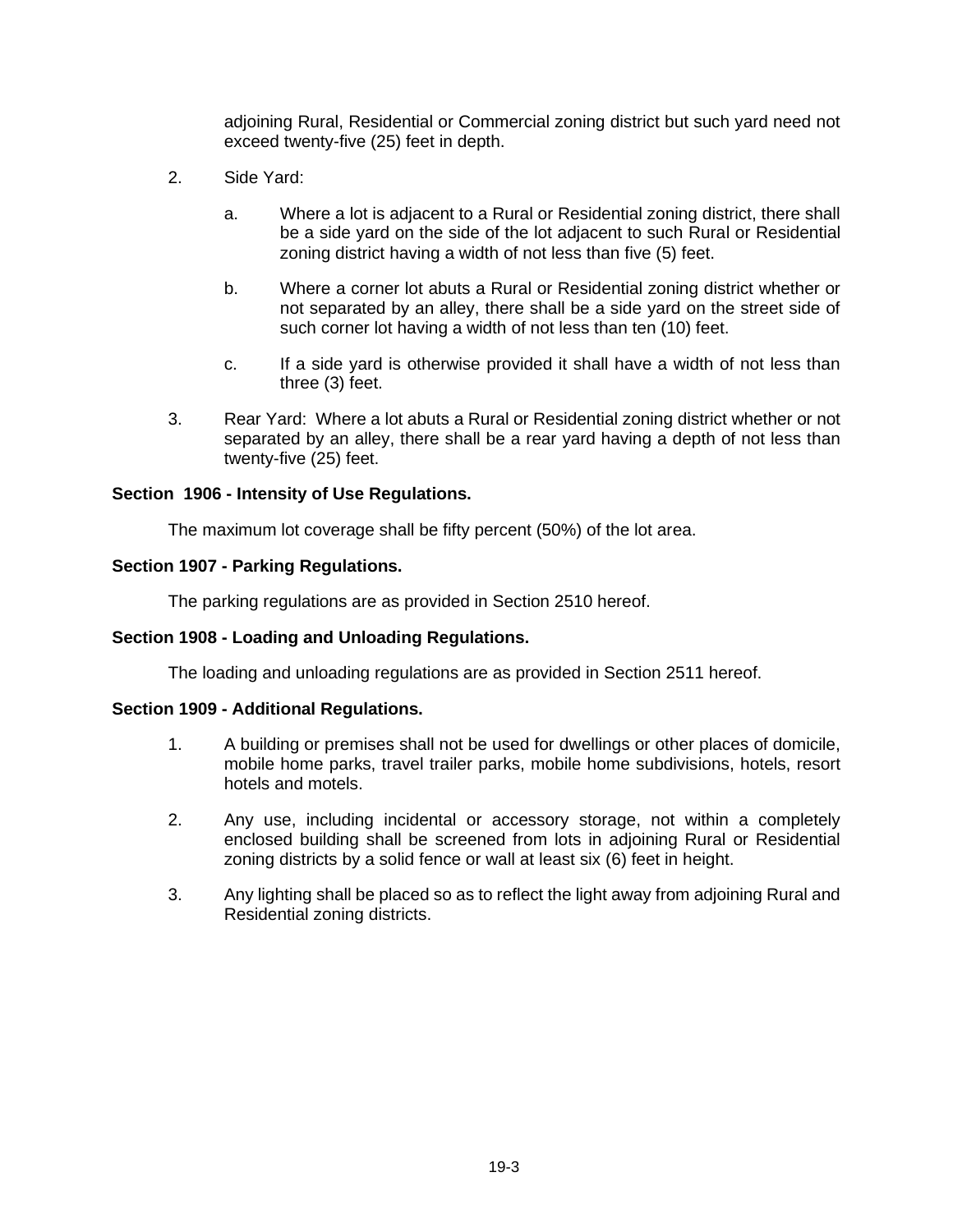adjoining Rural, Residential or Commercial zoning district but such yard need not exceed twenty-five (25) feet in depth.

2. Side Yard:

   a. Where a lot is adjacent to a Rural or Residential zoning district, there shall be a side yard on the side of the lot adjacent to such Rural or Residential zoning district having a width of not less than five (5) feet.

   b. Where a corner lot abuts a Rural or Residential zoning district whether or not separated by an alley, there shall be a side yard on the street side of such corner lot having a width of not less than ten (10) feet.

   c. If a side yard is otherwise provided it shall have a width of not less than three (3) feet.

3. Rear Yard: Where a lot abuts a Rural or Residential zoning district whether or not separated by an alley, there shall be a rear yard having a depth of not less than twenty-five (25) feet.

**Section 1906 - Intensity of Use Regulations.**

The maximum lot coverage shall be fifty percent (50%) of the lot area.

**Section 1907 - Parking Regulations.**

The parking regulations are as provided in Section 2510 hereof.

**Section 1908 - Loading and Unloading Regulations.**

The loading and unloading regulations are as provided in Section 2511 hereof.

**Section 1909 - Additional Regulations.**

1. A building or premises shall not be used for dwellings or other places of domicile, mobile home parks, travel trailer parks, mobile home subdivisions, hotels, resort hotels and motels.

2. Any use, including incidental or accessory storage, not within a completely enclosed building shall be screened from lots in adjoining Rural or Residential zoning districts by a solid fence or wall at least six (6) feet in height.

3. Any lighting shall be placed so as to reflect the light away from adjoining Rural and Residential zoning districts.